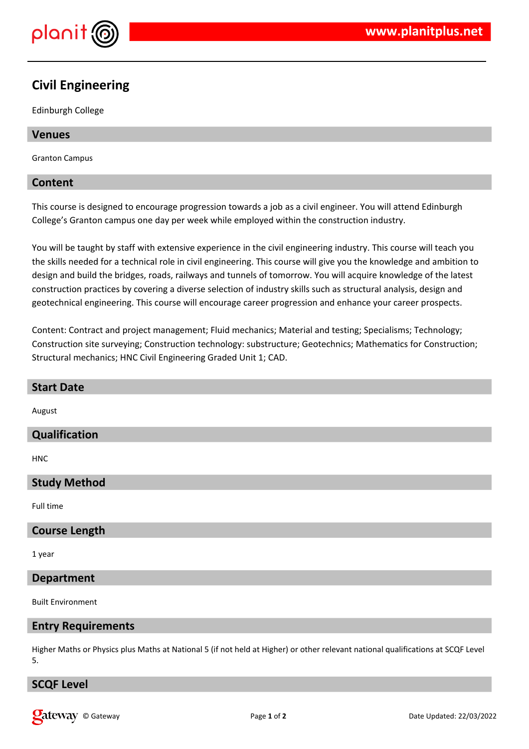# Civil Engineering

Edinburgh College

## Venues

Granton Campus

## Content

This course is designed to encourage progression towards a job as a civil engineer. You will attend Edinburgh College's Granton campus one day per week while employed within the construction industry.

You will be taught by staff with extensive experience in the civil engineering industry. This course will teach you the skills needed for a technical role in civil engineering. This course will give you the knowledge and ambition to design and build the bridges, roads, railways and tunnels of tomorrow. You will acquire knowledge of the latest construction practices by covering a diverse selection of industry skills such as structural analysis, design and geotechnical engineering. This course will encourage career progression and enhance your career prospects.

Content: Contract and project management; Fluid mechanics; Material and testing; Specialisms; Technology; Construction site surveying; Construction technology: substructure; Geotechnics; Mathematics for Construction; Structural mechanics; HNC Civil Engineering Graded Unit 1; CAD.

## Start Date

August

## Qualification

HNC

## Study Method

Full time

## Course Length

1 year

## Department

Built Environment

## Entry Requirements

Higher Maths or Physics plus Maths at National 5 (if not held at Higher) or other relevant national qualifications at SCQF Level 5.

## SCQF Level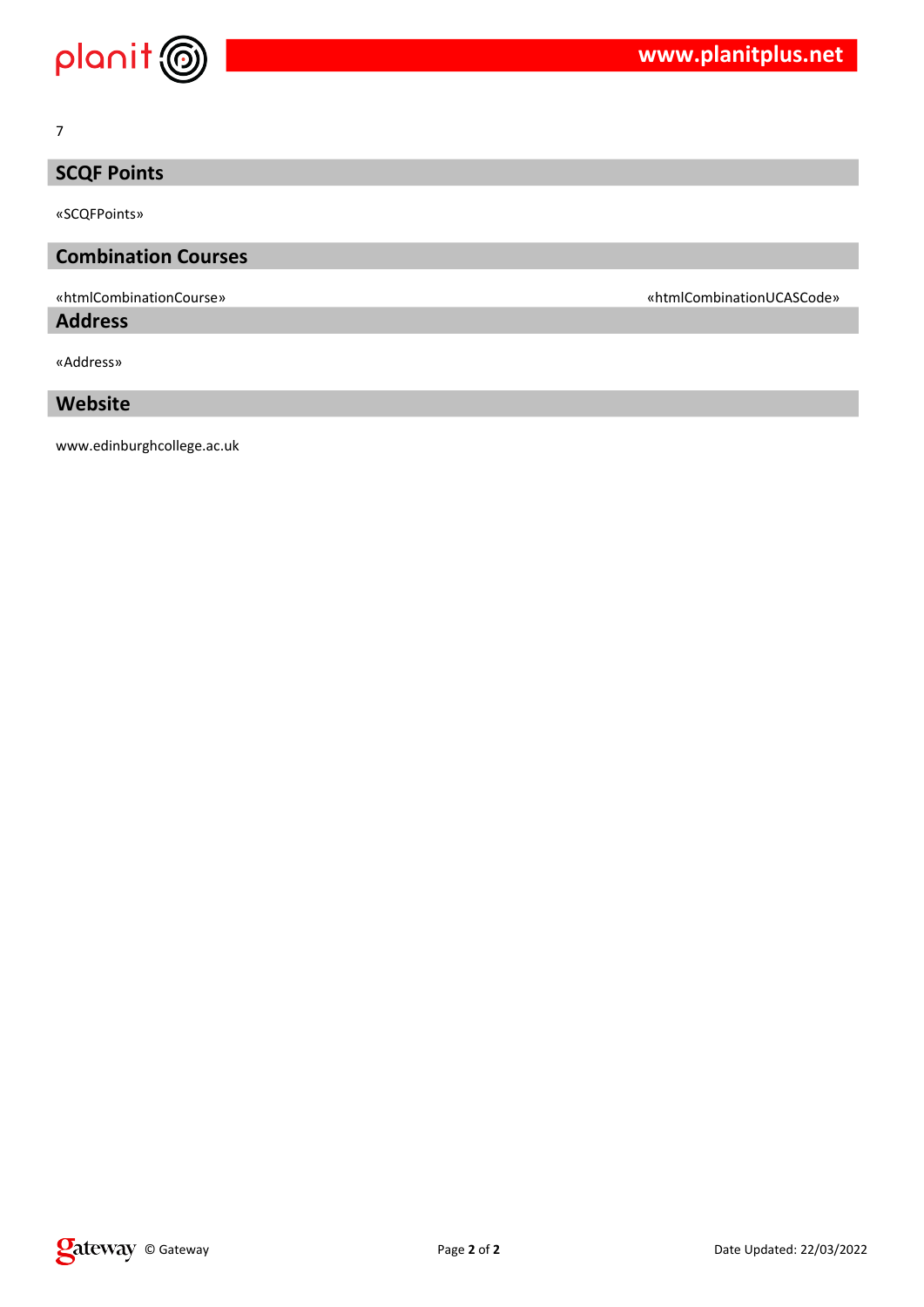7

## SCQF Points

«SCQFPoints»

## Combination Courses

«htmlCombinationCourse» «htmlCombinationUCASCode»

## Address

«Address»

## Website

www.edinburghcollege.ac.uk